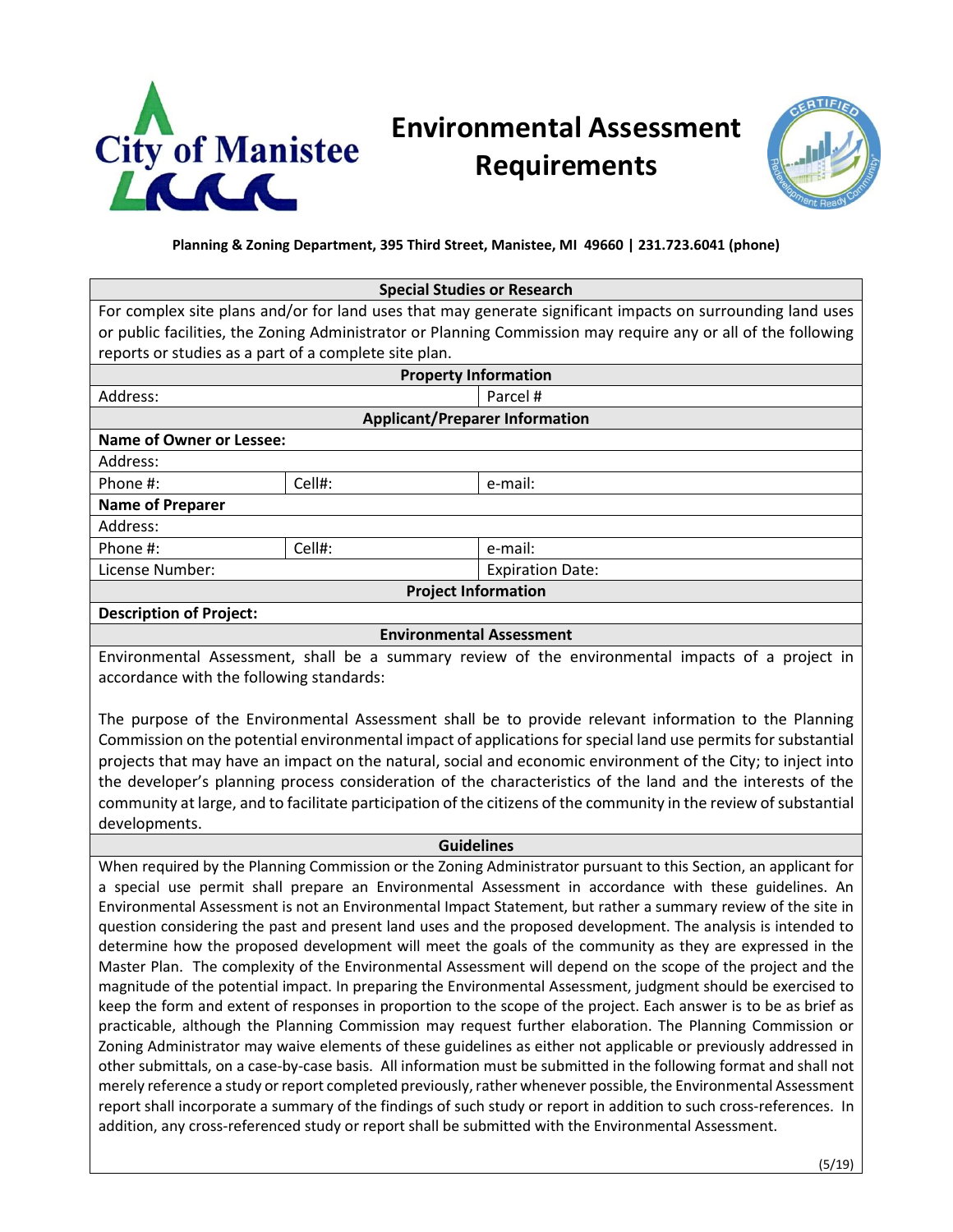# Environmental Assessment Requirements

**Planning & Zoning Department, 395 Third Street, Manistee, MI 49660 | 231.723.6041 (phone)**

| **Special Studies or Research** | | |
|---|---|---|
| For complex site plans and/or for land uses that may generate significant impacts on surrounding land uses or public facilities, the Zoning Administrator or Planning Commission may require any or all of the following reports or studies as a part of a complete site plan. | | |
| **Property Information** | | |
| Address: | | Parcel # |
| **Applicant/Preparer Information** | | |
| **Name of Owner or Lessee:** | | |
| Address: | | |
| Phone #: | Cell#: | e-mail: |
| **Name of Preparer** | | |
| Address: | | |
| Phone #: | Cell#: | e-mail: |
| License Number: | | Expiration Date: |
| **Project Information** | | |
| **Description of Project:** | | |

## Environmental Assessment

Environmental Assessment, shall be a summary review of the environmental impacts of a project in accordance with the following standards:

The purpose of the Environmental Assessment shall be to provide relevant information to the Planning Commission on the potential environmental impact of applications for special land use permits for substantial projects that may have an impact on the natural, social and economic environment of the City; to inject into the developer's planning process consideration of the characteristics of the land and the interests of the community at large, and to facilitate participation of the citizens of the community in the review of substantial developments.

## Guidelines

When required by the Planning Commission or the Zoning Administrator pursuant to this Section, an applicant for a special use permit shall prepare an Environmental Assessment in accordance with these guidelines. An Environmental Assessment is not an Environmental Impact Statement, but rather a summary review of the site in question considering the past and present land uses and the proposed development. The analysis is intended to determine how the proposed development will meet the goals of the community as they are expressed in the Master Plan. The complexity of the Environmental Assessment will depend on the scope of the project and the magnitude of the potential impact. In preparing the Environmental Assessment, judgment should be exercised to keep the form and extent of responses in proportion to the scope of the project. Each answer is to be as brief as practicable, although the Planning Commission may request further elaboration. The Planning Commission or Zoning Administrator may waive elements of these guidelines as either not applicable or previously addressed in other submittals, on a case-by-case basis. All information must be submitted in the following format and shall not merely reference a study or report completed previously, rather whenever possible, the Environmental Assessment report shall incorporate a summary of the findings of such study or report in addition to such cross-references. In addition, any cross-referenced study or report shall be submitted with the Environmental Assessment.

(5/19)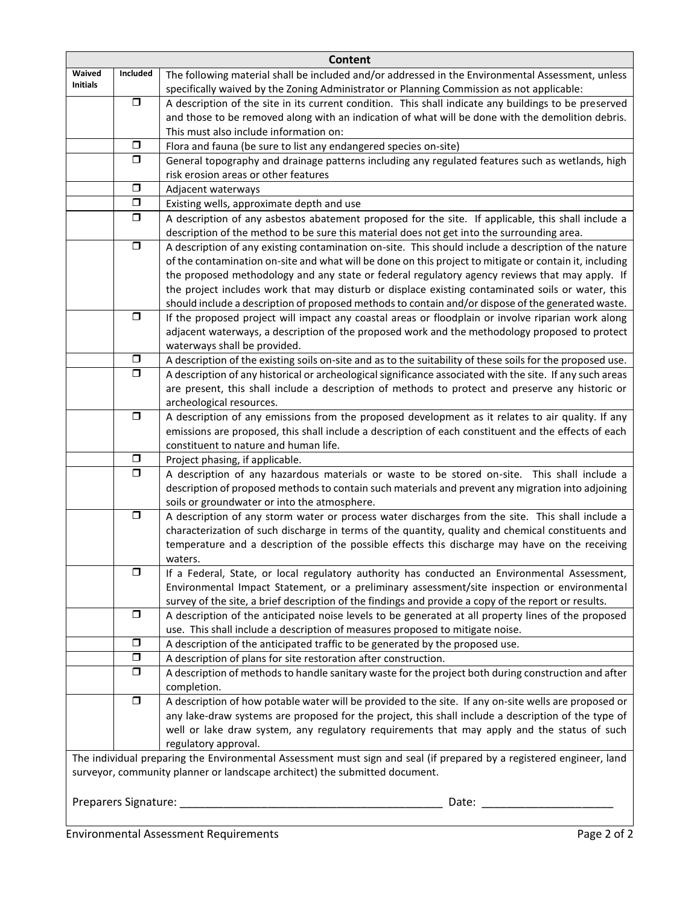| Content | | |
|---|---|---|
| **Waived Initials** | **Included** | The following material shall be included and/or addressed in the Environmental Assessment, unless specifically waived by the Zoning Administrator or Planning Commission as not applicable: |
| | ❐ | A description of the site in its current condition. This shall indicate any buildings to be preserved and those to be removed along with an indication of what will be done with the demolition debris. This must also include information on: |
| | ❐ | Flora and fauna (be sure to list any endangered species on-site) |
| | ❐ | General topography and drainage patterns including any regulated features such as wetlands, high risk erosion areas or other features |
| | ❐ | Adjacent waterways |
| | ❐ | Existing wells, approximate depth and use |
| | ❐ | A description of any asbestos abatement proposed for the site. If applicable, this shall include a description of the method to be sure this material does not get into the surrounding area. |
| | ❐ | A description of any existing contamination on-site. This should include a description of the nature of the contamination on-site and what will be done on this project to mitigate or contain it, including the proposed methodology and any state or federal regulatory agency reviews that may apply. If the project includes work that may disturb or displace existing contaminated soils or water, this should include a description of proposed methods to contain and/or dispose of the generated waste. |
| | ❐ | If the proposed project will impact any coastal areas or floodplain or involve riparian work along adjacent waterways, a description of the proposed work and the methodology proposed to protect waterways shall be provided. |
| | ❐ | A description of the existing soils on-site and as to the suitability of these soils for the proposed use. |
| | ❐ | A description of any historical or archeological significance associated with the site. If any such areas are present, this shall include a description of methods to protect and preserve any historic or archeological resources. |
| | ❐ | A description of any emissions from the proposed development as it relates to air quality. If any emissions are proposed, this shall include a description of each constituent and the effects of each constituent to nature and human life. |
| | ❐ | Project phasing, if applicable. |
| | ❐ | A description of any hazardous materials or waste to be stored on-site. This shall include a description of proposed methods to contain such materials and prevent any migration into adjoining soils or groundwater or into the atmosphere. |
| | ❐ | A description of any storm water or process water discharges from the site. This shall include a characterization of such discharge in terms of the quantity, quality and chemical constituents and temperature and a description of the possible effects this discharge may have on the receiving waters. |
| | ❐ | If a Federal, State, or local regulatory authority has conducted an Environmental Assessment, Environmental Impact Statement, or a preliminary assessment/site inspection or environmental survey of the site, a brief description of the findings and provide a copy of the report or results. |
| | ❐ | A description of the anticipated noise levels to be generated at all property lines of the proposed use. This shall include a description of measures proposed to mitigate noise. |
| | ❐ | A description of the anticipated traffic to be generated by the proposed use. |
| | ❐ | A description of plans for site restoration after construction. |
| | ❐ | A description of methods to handle sanitary waste for the project both during construction and after completion. |
| | ❐ | A description of how potable water will be provided to the site. If any on-site wells are proposed or any lake-draw systems are proposed for the project, this shall include a description of the type of well or lake draw system, any regulatory requirements that may apply and the status of such regulatory approval. |

The individual preparing the Environmental Assessment must sign and seal (if prepared by a registered engineer, land surveyor, community planner or landscape architect) the submitted document.

Preparers Signature: ___________________________________________ Date: _____________________